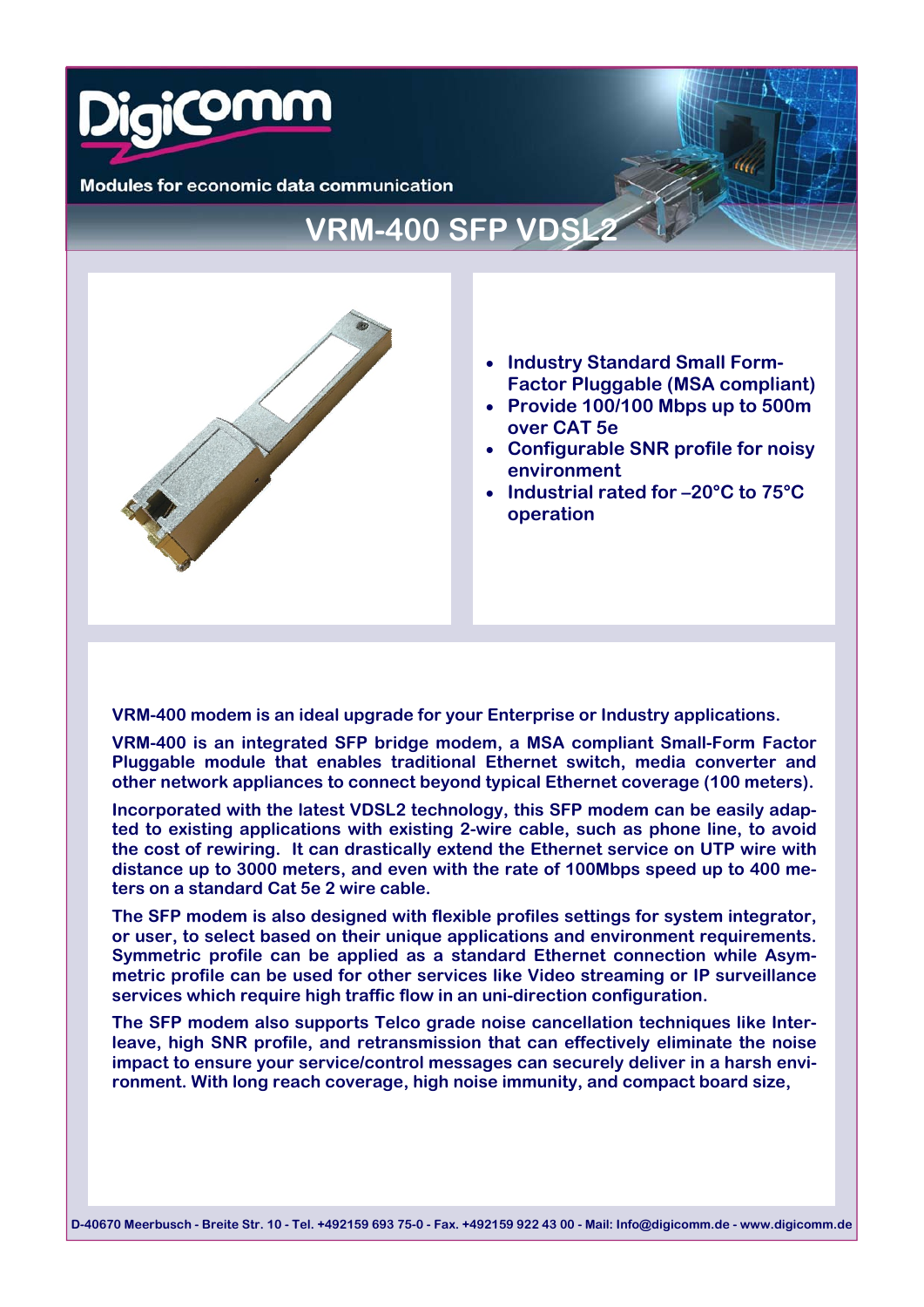Modules for economic data communication

# VRM-400 SFP VDSL2

- Industry Standard Small Form-Factor Pluggable (MSA compliant)
- Provide 100/100 Mbps up to 500m over CAT 5e
- Configurable SNR profile for noisy environment
- Industrial rated for –20°C to 75°C operation

**VRM-400 modem is an ideal upgrade for your Enterprise or Industry applications.**

VRM-400 is an integrated SFP bridge modem, a MSA compliant Small-Form Factor Pluggable module that enables traditional Ethernet switch, media converter and other network appliances to connect beyond typical Ethernet coverage (100 meters).

Incorporated with the latest VDSL2 technology, this SFP modem can be easily adapted to existing applications with existing 2-wire cable, such as phone line, to avoid the cost of rewiring. It can drastically extend the Ethernet service on UTP wire with distance up to 3000 meters, and even with the rate of 100Mbps speed up to 400 meters on a standard Cat 5e 2 wire cable.

The SFP modem is also designed with flexible profiles settings for system integrator, or user, to select based on their unique applications and environment requirements. Symmetric profile can be applied as a standard Ethernet connection while Asymmetric profile can be used for other services like Video streaming or IP surveillance services which require high traffic flow in an uni-direction configuration.

The SFP modem also supports Telco grade noise cancellation techniques like Interleave, high SNR profile, and retransmission that can effectively eliminate the noise impact to ensure your service/control messages can securely deliver in a harsh environment. With long reach coverage, high noise immunity, and compact board size,

D-40670 Meerbusch - Breite Str. 10 - Tel. +492159 693 75-0 - Fax. +492159 922 43 00 - Mail: Info@digicomm.de - www.digicomm.de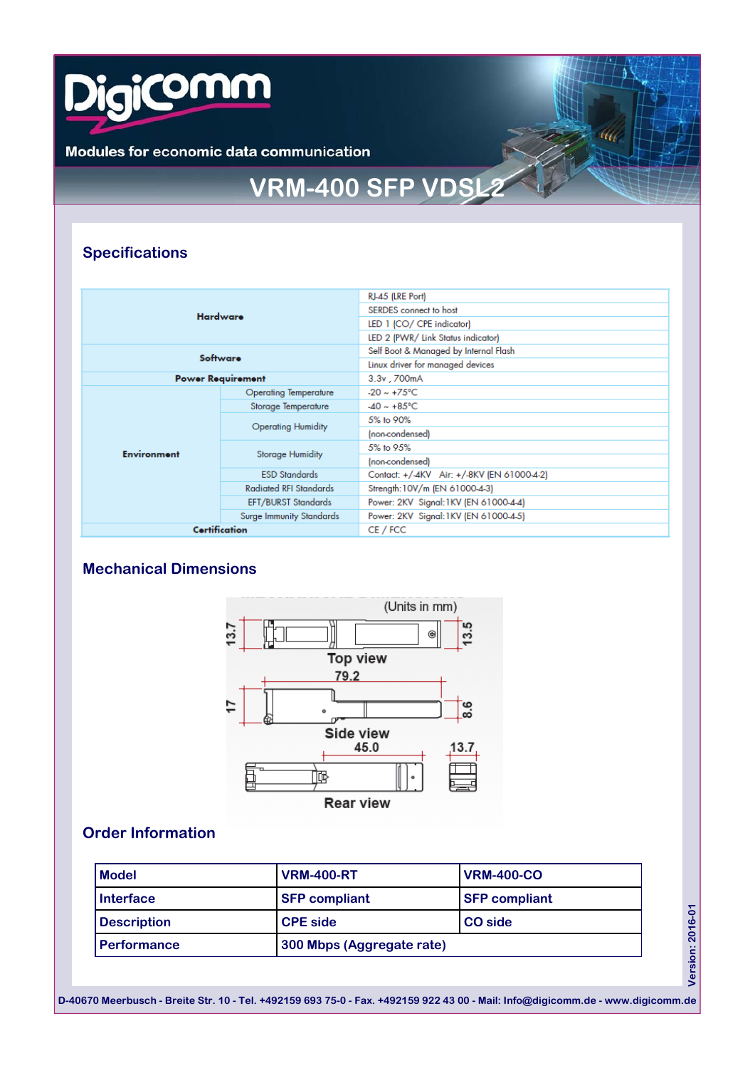# Digicomm

Modules for economic data communication

# VRM-400 SFP VDSL2

## Specifications

| | | |
|---|---|---|
| Hardware | | RJ-45 (LRE Port) |
| | | SERDES connect to host |
| | | LED 1 (CO/ CPE indicator) |
| | | LED 2 (PWR/ Link Status indicator) |
| Software | | Self Boot & Managed by Internal Flash |
| | | Linux driver for managed devices |
| Power Requirement | | 3.3v , 700mA |
| Environment | Operating Temperature | -20 ~ +75°C |
| | Storage Temperature | -40 ~ +85°C |
| | Operating Humidity | 5% to 90% (non-condensed) |
| | Storage Humidity | 5% to 95% (non-condensed) |
| | ESD Standards | Contact: +/-4KV Air: +/-8KV (EN 61000-4-2) |
| | Radiated RFI Standards | Strength:10V/m (EN 61000-4-3) |
| | EFT/BURST Standards | Power: 2KV Signal:1KV (EN 61000-4-4) |
| | Surge Immunity Standards | Power: 2KV Signal:1KV (EN 61000-4-5) |
| Certification | | CE / FCC |

## Mechanical Dimensions

(Units in mm)

13.7

13.5

Top view

79.2

17

8.6

Side view

45.0

13.7

Rear view

## Order Information

| Model | VRM-400-RT | VRM-400-CO |
|---|---|---|
| Interface | SFP compliant | SFP compliant |
| Description | CPE side | CO side |
| Performance | 300 Mbps (Aggregate rate) | |

Version: 2016-01

D-40670 Meerbusch - Breite Str. 10 - Tel. +492159 693 75-0 - Fax. +492159 922 43 00 - Mail: Info@digicomm.de - www.digicomm.de